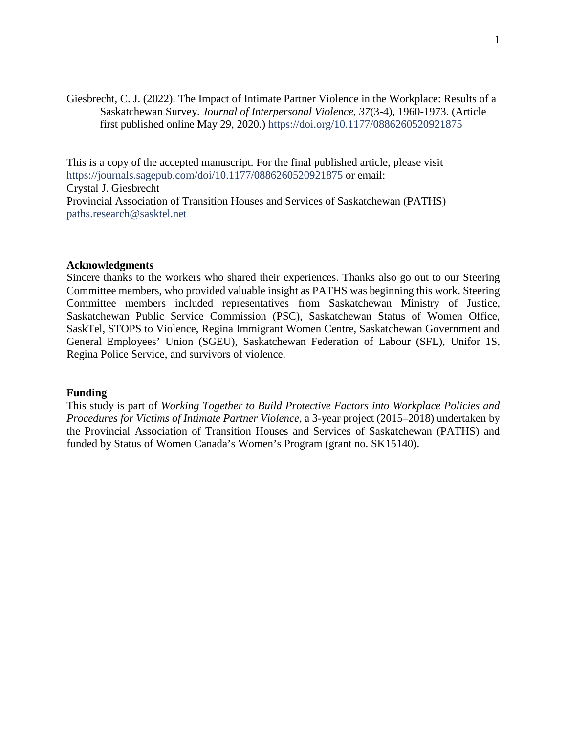Giesbrecht, C. J. (2022). The Impact of Intimate Partner Violence in the Workplace: Results of a Saskatchewan Survey. *Journal of Interpersonal Violence, 37*(3-4), 1960-1973. (Article first published online May 29, 2020.) https://doi.org/10.1177/0886260520921875

This is a copy of the accepted manuscript. For the final published article, please visit https://journals.sagepub.com/doi/10.1177/0886260520921875 or email:
Crystal J. Giesbrecht
Provincial Association of Transition Houses and Services of Saskatchewan (PATHS)
paths.research@sasktel.net

**Acknowledgments**

Sincere thanks to the workers who shared their experiences. Thanks also go out to our Steering Committee members, who provided valuable insight as PATHS was beginning this work. Steering Committee members included representatives from Saskatchewan Ministry of Justice, Saskatchewan Public Service Commission (PSC), Saskatchewan Status of Women Office, SaskTel, STOPS to Violence, Regina Immigrant Women Centre, Saskatchewan Government and General Employees' Union (SGEU), Saskatchewan Federation of Labour (SFL), Unifor 1S, Regina Police Service, and survivors of violence.

**Funding**

This study is part of *Working Together to Build Protective Factors into Workplace Policies and Procedures for Victims of Intimate Partner Violence*, a 3-year project (2015–2018) undertaken by the Provincial Association of Transition Houses and Services of Saskatchewan (PATHS) and funded by Status of Women Canada's Women's Program (grant no. SK15140).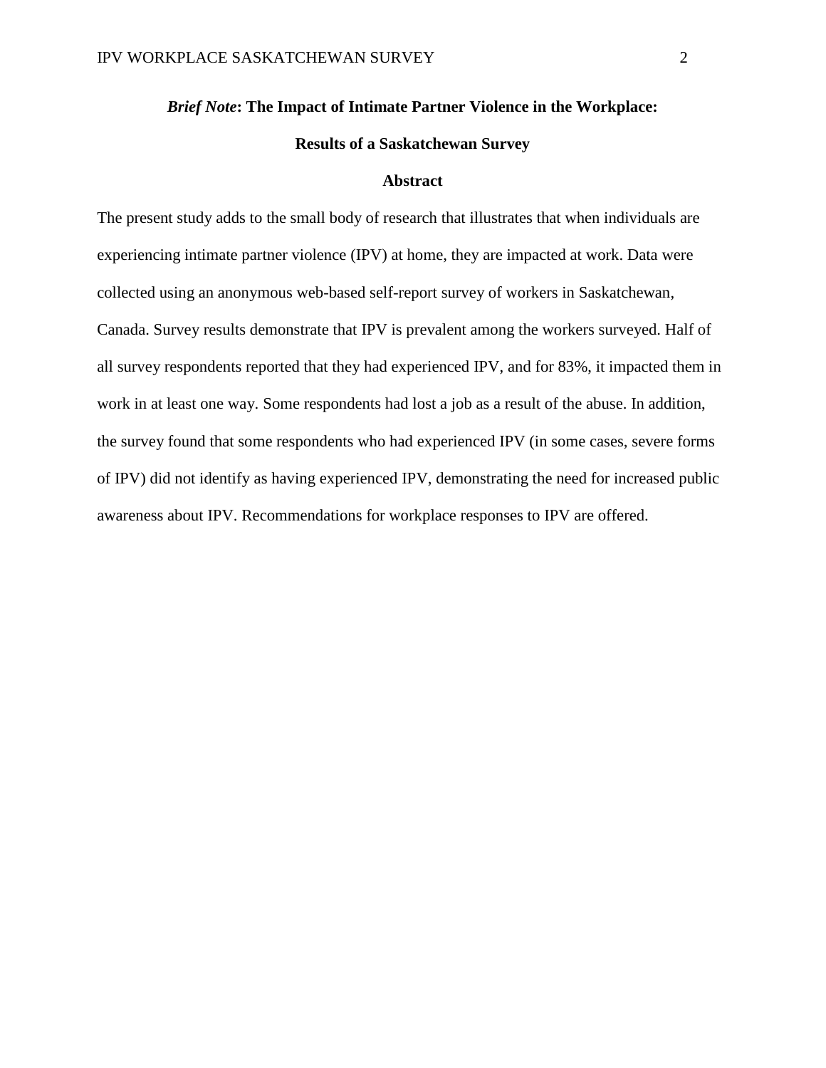# *Brief Note*: The Impact of Intimate Partner Violence in the Workplace: Results of a Saskatchewan Survey

## Abstract

The present study adds to the small body of research that illustrates that when individuals are experiencing intimate partner violence (IPV) at home, they are impacted at work. Data were collected using an anonymous web-based self-report survey of workers in Saskatchewan, Canada. Survey results demonstrate that IPV is prevalent among the workers surveyed. Half of all survey respondents reported that they had experienced IPV, and for 83%, it impacted them in work in at least one way. Some respondents had lost a job as a result of the abuse. In addition, the survey found that some respondents who had experienced IPV (in some cases, severe forms of IPV) did not identify as having experienced IPV, demonstrating the need for increased public awareness about IPV. Recommendations for workplace responses to IPV are offered.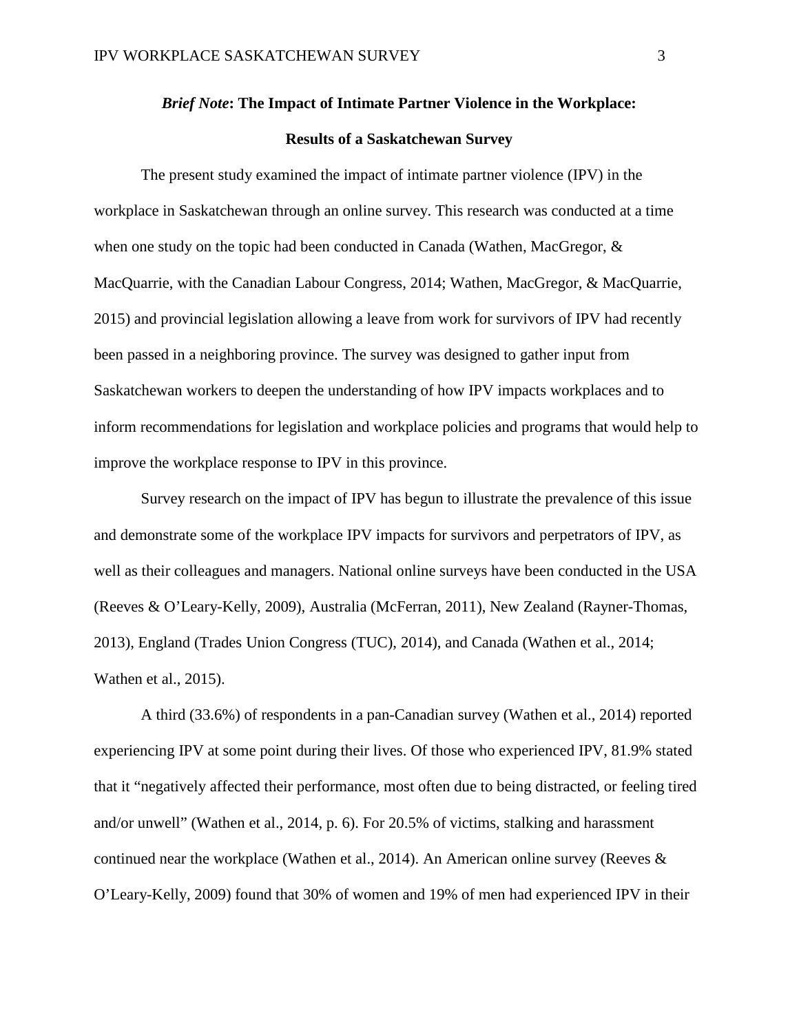## *Brief Note*: The Impact of Intimate Partner Violence in the Workplace: Results of a Saskatchewan Survey

The present study examined the impact of intimate partner violence (IPV) in the workplace in Saskatchewan through an online survey. This research was conducted at a time when one study on the topic had been conducted in Canada (Wathen, MacGregor, & MacQuarrie, with the Canadian Labour Congress, 2014; Wathen, MacGregor, & MacQuarrie, 2015) and provincial legislation allowing a leave from work for survivors of IPV had recently been passed in a neighboring province. The survey was designed to gather input from Saskatchewan workers to deepen the understanding of how IPV impacts workplaces and to inform recommendations for legislation and workplace policies and programs that would help to improve the workplace response to IPV in this province.

Survey research on the impact of IPV has begun to illustrate the prevalence of this issue and demonstrate some of the workplace IPV impacts for survivors and perpetrators of IPV, as well as their colleagues and managers. National online surveys have been conducted in the USA (Reeves & O'Leary-Kelly, 2009), Australia (McFerran, 2011), New Zealand (Rayner-Thomas, 2013), England (Trades Union Congress (TUC), 2014), and Canada (Wathen et al., 2014; Wathen et al., 2015).

A third (33.6%) of respondents in a pan-Canadian survey (Wathen et al., 2014) reported experiencing IPV at some point during their lives. Of those who experienced IPV, 81.9% stated that it "negatively affected their performance, most often due to being distracted, or feeling tired and/or unwell" (Wathen et al., 2014, p. 6). For 20.5% of victims, stalking and harassment continued near the workplace (Wathen et al., 2014). An American online survey (Reeves & O'Leary-Kelly, 2009) found that 30% of women and 19% of men had experienced IPV in their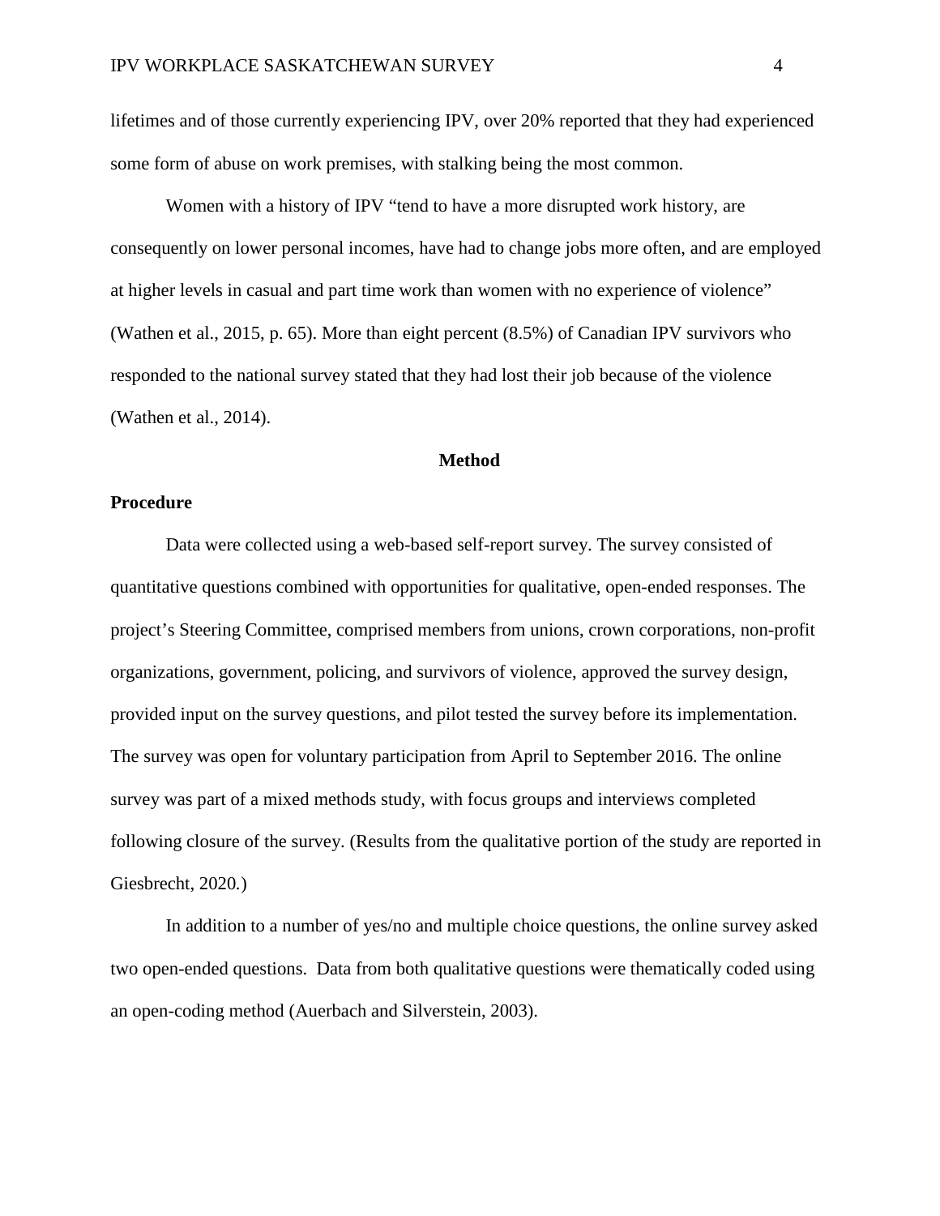lifetimes and of those currently experiencing IPV, over 20% reported that they had experienced some form of abuse on work premises, with stalking being the most common.

Women with a history of IPV "tend to have a more disrupted work history, are consequently on lower personal incomes, have had to change jobs more often, and are employed at higher levels in casual and part time work than women with no experience of violence" (Wathen et al., 2015, p. 65). More than eight percent (8.5%) of Canadian IPV survivors who responded to the national survey stated that they had lost their job because of the violence (Wathen et al., 2014).

## Method

### Procedure

Data were collected using a web-based self-report survey. The survey consisted of quantitative questions combined with opportunities for qualitative, open-ended responses. The project's Steering Committee, comprised members from unions, crown corporations, non-profit organizations, government, policing, and survivors of violence, approved the survey design, provided input on the survey questions, and pilot tested the survey before its implementation. The survey was open for voluntary participation from April to September 2016. The online survey was part of a mixed methods study, with focus groups and interviews completed following closure of the survey. (Results from the qualitative portion of the study are reported in Giesbrecht, 2020.)

In addition to a number of yes/no and multiple choice questions, the online survey asked two open-ended questions. Data from both qualitative questions were thematically coded using an open-coding method (Auerbach and Silverstein, 2003).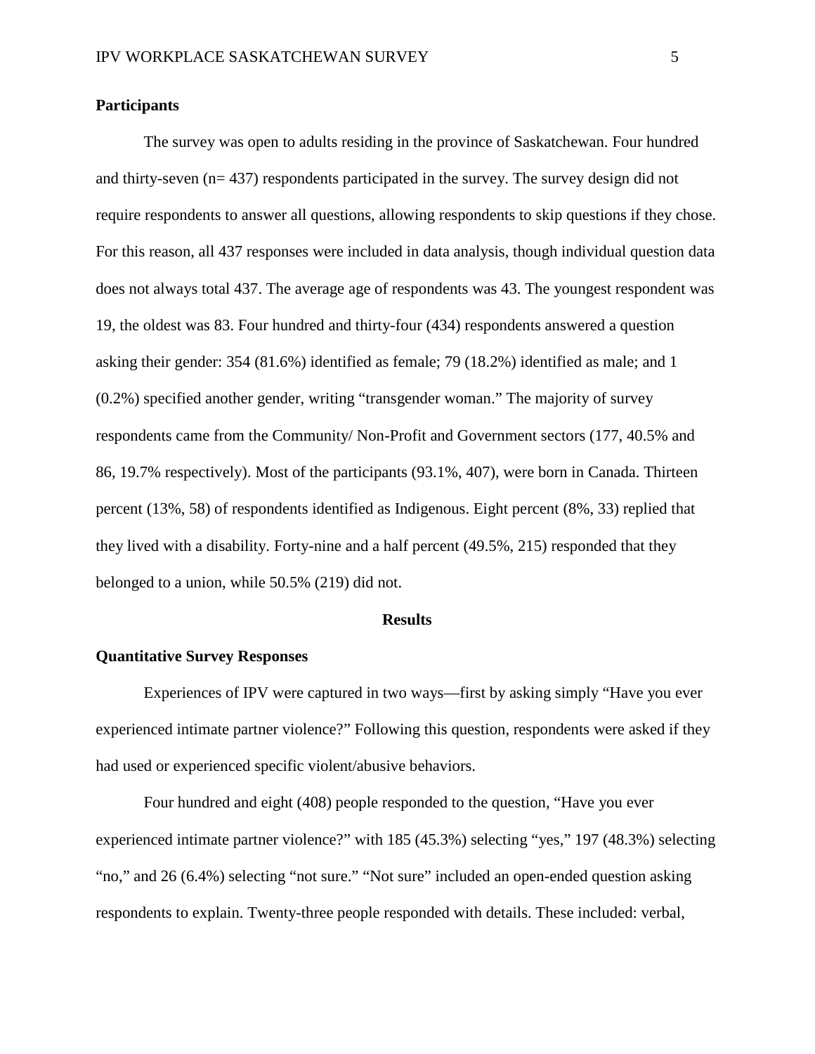## Participants

The survey was open to adults residing in the province of Saskatchewan. Four hundred and thirty-seven (n= 437) respondents participated in the survey. The survey design did not require respondents to answer all questions, allowing respondents to skip questions if they chose. For this reason, all 437 responses were included in data analysis, though individual question data does not always total 437. The average age of respondents was 43. The youngest respondent was 19, the oldest was 83. Four hundred and thirty-four (434) respondents answered a question asking their gender: 354 (81.6%) identified as female; 79 (18.2%) identified as male; and 1 (0.2%) specified another gender, writing "transgender woman." The majority of survey respondents came from the Community/ Non-Profit and Government sectors (177, 40.5% and 86, 19.7% respectively). Most of the participants (93.1%, 407), were born in Canada. Thirteen percent (13%, 58) of respondents identified as Indigenous. Eight percent (8%, 33) replied that they lived with a disability. Forty-nine and a half percent (49.5%, 215) responded that they belonged to a union, while 50.5% (219) did not.

# Results

## Quantitative Survey Responses

Experiences of IPV were captured in two ways—first by asking simply "Have you ever experienced intimate partner violence?" Following this question, respondents were asked if they had used or experienced specific violent/abusive behaviors.

Four hundred and eight (408) people responded to the question, "Have you ever experienced intimate partner violence?" with 185 (45.3%) selecting "yes," 197 (48.3%) selecting "no," and 26 (6.4%) selecting "not sure." "Not sure" included an open-ended question asking respondents to explain. Twenty-three people responded with details. These included: verbal,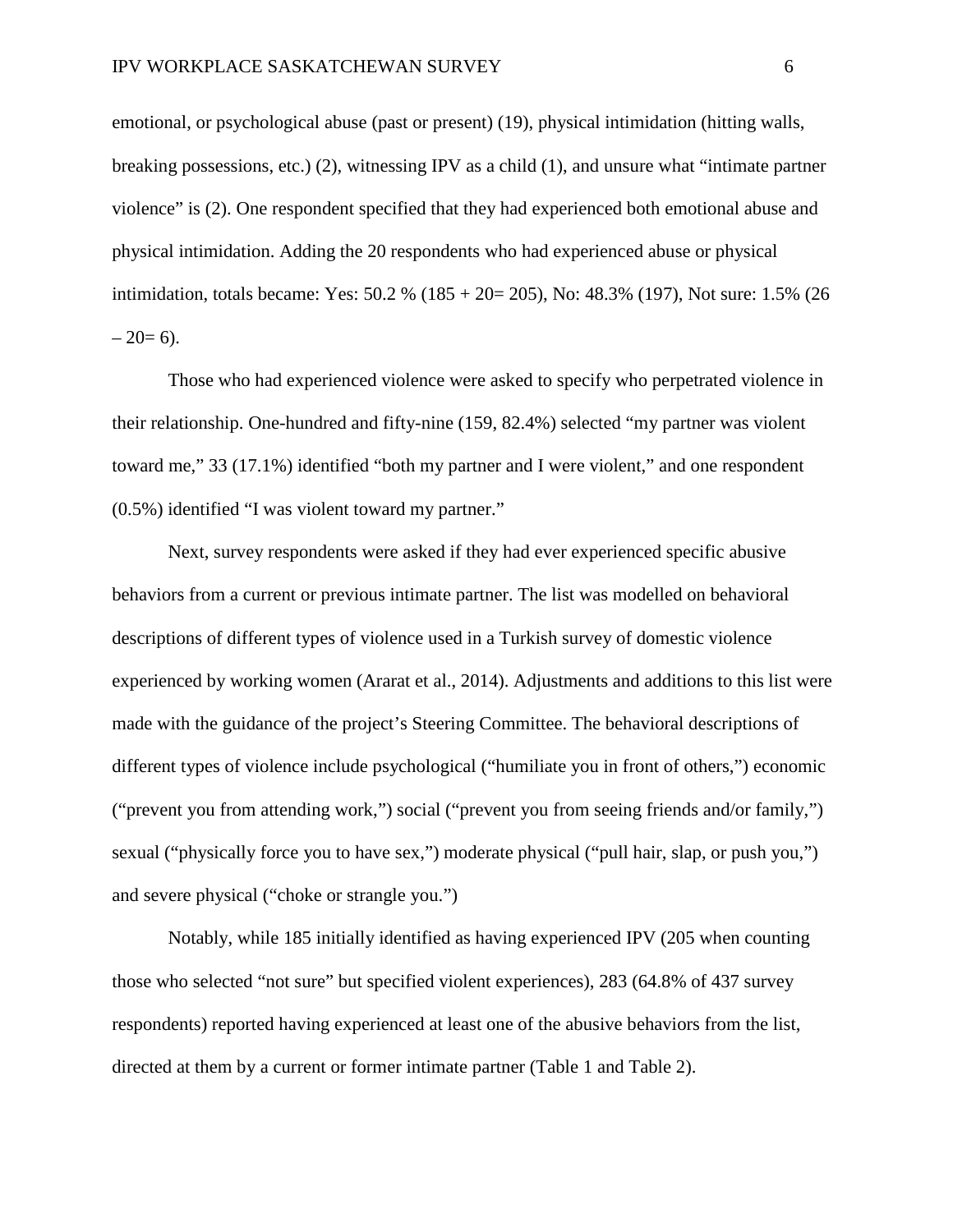emotional, or psychological abuse (past or present) (19), physical intimidation (hitting walls, breaking possessions, etc.) (2), witnessing IPV as a child (1), and unsure what "intimate partner violence" is (2). One respondent specified that they had experienced both emotional abuse and physical intimidation. Adding the 20 respondents who had experienced abuse or physical intimidation, totals became: Yes: 50.2 % (185 + 20= 205), No: 48.3% (197), Not sure: 1.5% (26 – 20= 6).

Those who had experienced violence were asked to specify who perpetrated violence in their relationship. One-hundred and fifty-nine (159, 82.4%) selected "my partner was violent toward me," 33 (17.1%) identified "both my partner and I were violent," and one respondent (0.5%) identified "I was violent toward my partner."

Next, survey respondents were asked if they had ever experienced specific abusive behaviors from a current or previous intimate partner. The list was modelled on behavioral descriptions of different types of violence used in a Turkish survey of domestic violence experienced by working women (Ararat et al., 2014). Adjustments and additions to this list were made with the guidance of the project's Steering Committee. The behavioral descriptions of different types of violence include psychological ("humiliate you in front of others,") economic ("prevent you from attending work,") social ("prevent you from seeing friends and/or family,") sexual ("physically force you to have sex,") moderate physical ("pull hair, slap, or push you,") and severe physical ("choke or strangle you.")

Notably, while 185 initially identified as having experienced IPV (205 when counting those who selected "not sure" but specified violent experiences), 283 (64.8% of 437 survey respondents) reported having experienced at least one of the abusive behaviors from the list, directed at them by a current or former intimate partner (Table 1 and Table 2).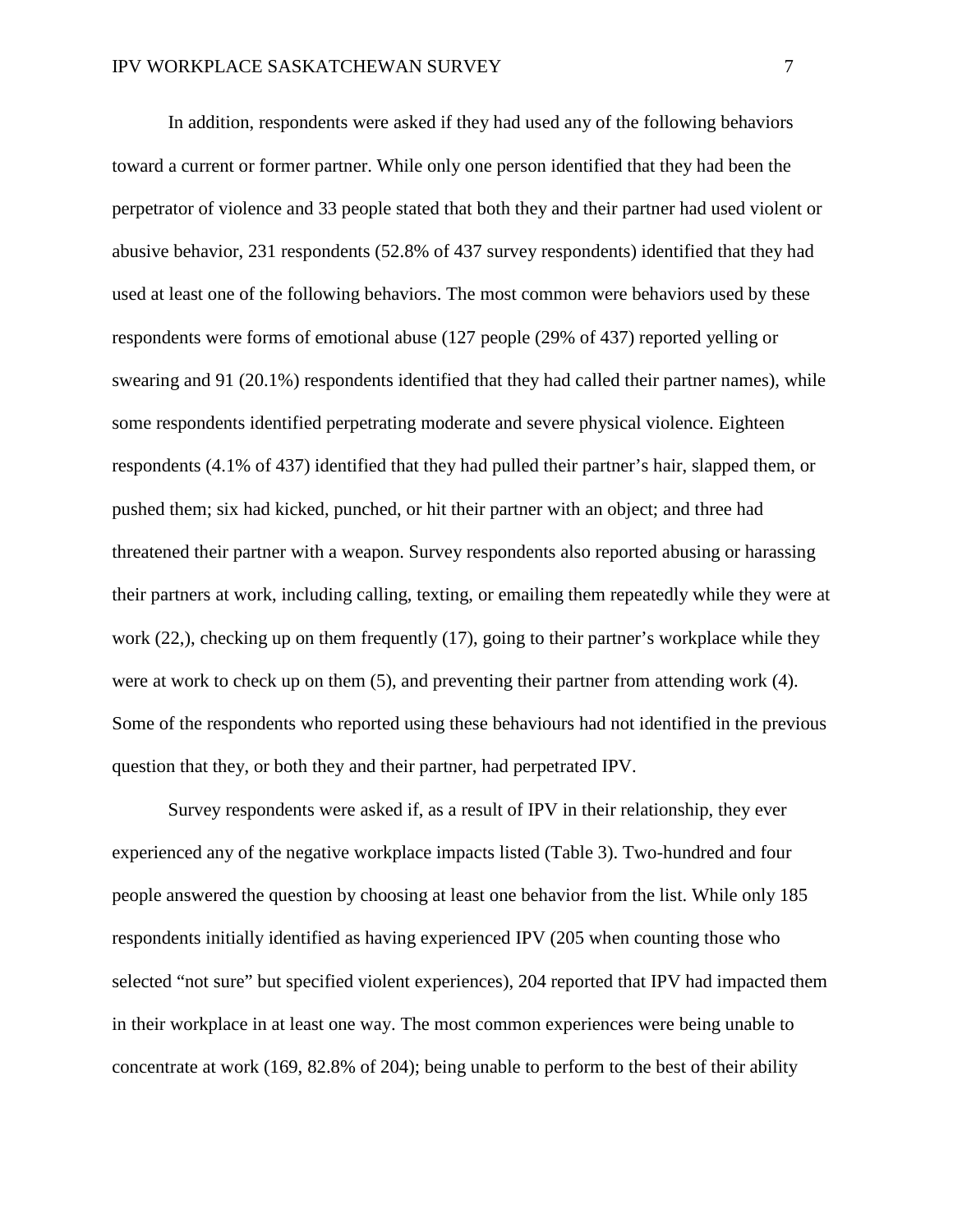In addition, respondents were asked if they had used any of the following behaviors toward a current or former partner. While only one person identified that they had been the perpetrator of violence and 33 people stated that both they and their partner had used violent or abusive behavior, 231 respondents (52.8% of 437 survey respondents) identified that they had used at least one of the following behaviors. The most common were behaviors used by these respondents were forms of emotional abuse (127 people (29% of 437) reported yelling or swearing and 91 (20.1%) respondents identified that they had called their partner names), while some respondents identified perpetrating moderate and severe physical violence. Eighteen respondents (4.1% of 437) identified that they had pulled their partner's hair, slapped them, or pushed them; six had kicked, punched, or hit their partner with an object; and three had threatened their partner with a weapon. Survey respondents also reported abusing or harassing their partners at work, including calling, texting, or emailing them repeatedly while they were at work (22,), checking up on them frequently (17), going to their partner's workplace while they were at work to check up on them (5), and preventing their partner from attending work (4). Some of the respondents who reported using these behaviours had not identified in the previous question that they, or both they and their partner, had perpetrated IPV.

Survey respondents were asked if, as a result of IPV in their relationship, they ever experienced any of the negative workplace impacts listed (Table 3). Two-hundred and four people answered the question by choosing at least one behavior from the list. While only 185 respondents initially identified as having experienced IPV (205 when counting those who selected "not sure" but specified violent experiences), 204 reported that IPV had impacted them in their workplace in at least one way. The most common experiences were being unable to concentrate at work (169, 82.8% of 204); being unable to perform to the best of their ability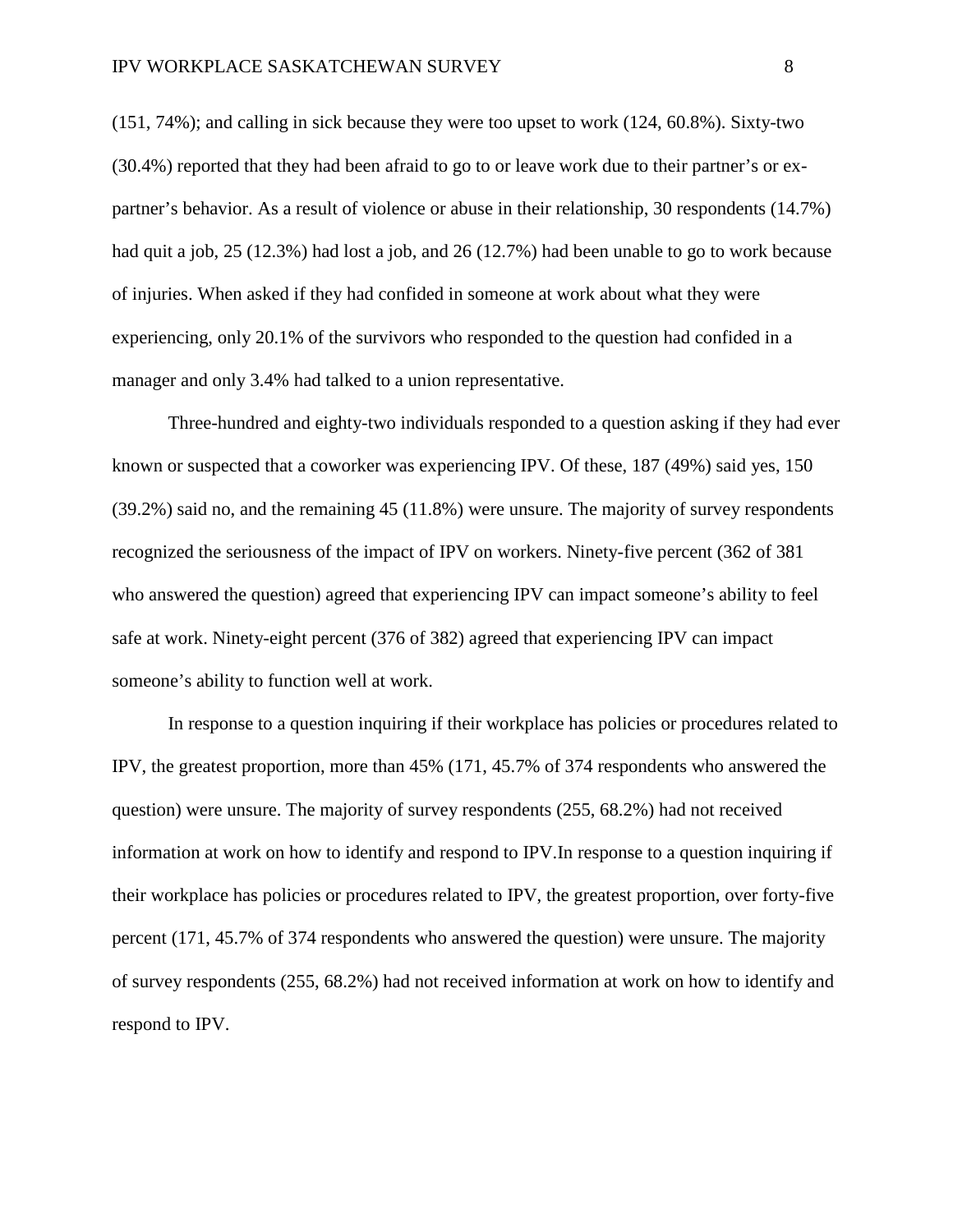(151, 74%); and calling in sick because they were too upset to work (124, 60.8%). Sixty-two (30.4%) reported that they had been afraid to go to or leave work due to their partner's or ex-partner's behavior. As a result of violence or abuse in their relationship, 30 respondents (14.7%) had quit a job, 25 (12.3%) had lost a job, and 26 (12.7%) had been unable to go to work because of injuries. When asked if they had confided in someone at work about what they were experiencing, only 20.1% of the survivors who responded to the question had confided in a manager and only 3.4% had talked to a union representative.

Three-hundred and eighty-two individuals responded to a question asking if they had ever known or suspected that a coworker was experiencing IPV. Of these, 187 (49%) said yes, 150 (39.2%) said no, and the remaining 45 (11.8%) were unsure. The majority of survey respondents recognized the seriousness of the impact of IPV on workers. Ninety-five percent (362 of 381 who answered the question) agreed that experiencing IPV can impact someone's ability to feel safe at work. Ninety-eight percent (376 of 382) agreed that experiencing IPV can impact someone's ability to function well at work.

In response to a question inquiring if their workplace has policies or procedures related to IPV, the greatest proportion, more than 45% (171, 45.7% of 374 respondents who answered the question) were unsure. The majority of survey respondents (255, 68.2%) had not received information at work on how to identify and respond to IPV.In response to a question inquiring if their workplace has policies or procedures related to IPV, the greatest proportion, over forty-five percent (171, 45.7% of 374 respondents who answered the question) were unsure. The majority of survey respondents (255, 68.2%) had not received information at work on how to identify and respond to IPV.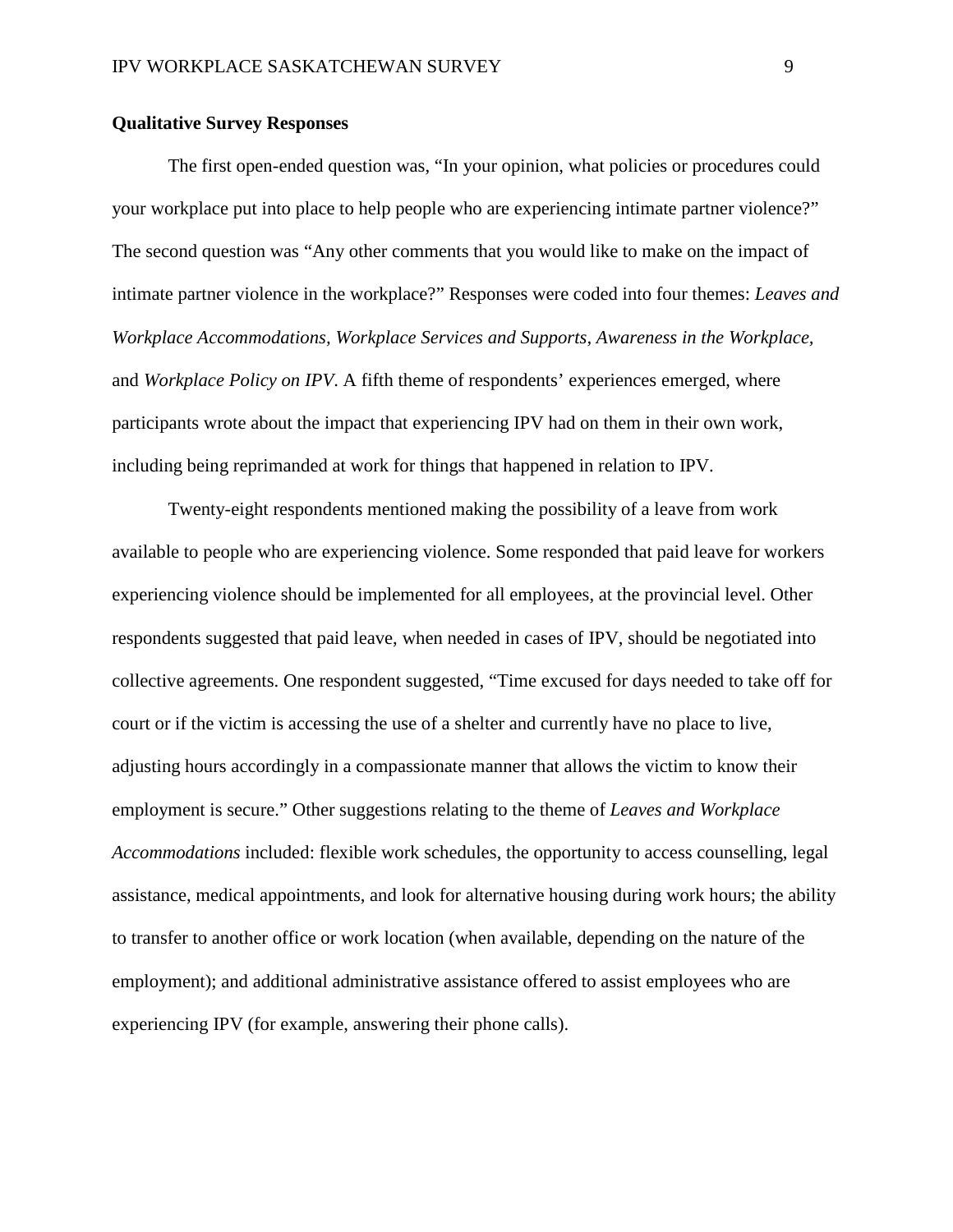**Qualitative Survey Responses**

The first open-ended question was, "In your opinion, what policies or procedures could your workplace put into place to help people who are experiencing intimate partner violence?" The second question was "Any other comments that you would like to make on the impact of intimate partner violence in the workplace?" Responses were coded into four themes: *Leaves and Workplace Accommodations*, *Workplace Services and Supports*, *Awareness in the Workplace*, and *Workplace Policy on IPV*. A fifth theme of respondents' experiences emerged, where participants wrote about the impact that experiencing IPV had on them in their own work, including being reprimanded at work for things that happened in relation to IPV.

Twenty-eight respondents mentioned making the possibility of a leave from work available to people who are experiencing violence. Some responded that paid leave for workers experiencing violence should be implemented for all employees, at the provincial level. Other respondents suggested that paid leave, when needed in cases of IPV, should be negotiated into collective agreements. One respondent suggested, "Time excused for days needed to take off for court or if the victim is accessing the use of a shelter and currently have no place to live, adjusting hours accordingly in a compassionate manner that allows the victim to know their employment is secure." Other suggestions relating to the theme of *Leaves and Workplace Accommodations* included: flexible work schedules, the opportunity to access counselling, legal assistance, medical appointments, and look for alternative housing during work hours; the ability to transfer to another office or work location (when available, depending on the nature of the employment); and additional administrative assistance offered to assist employees who are experiencing IPV (for example, answering their phone calls).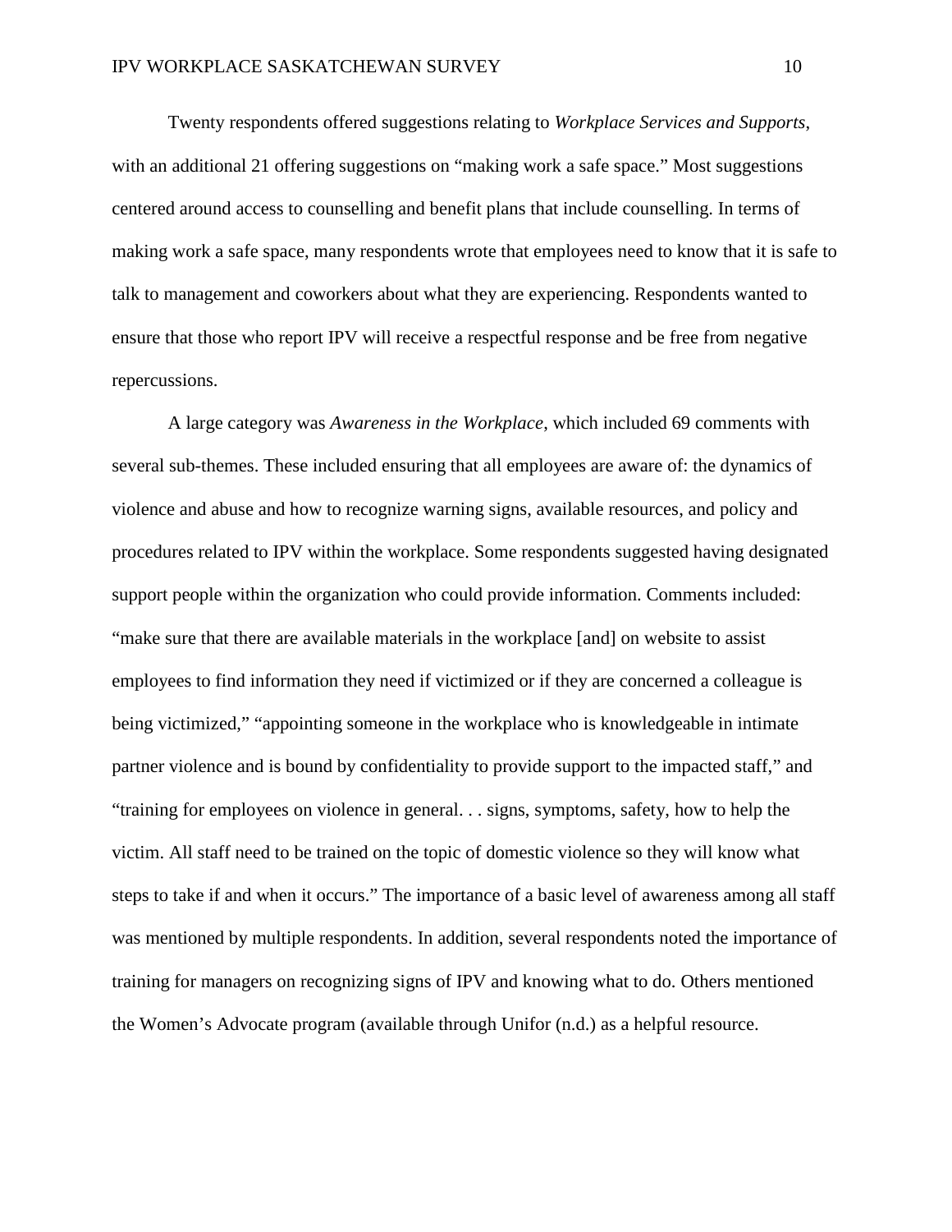Twenty respondents offered suggestions relating to *Workplace Services and Supports*, with an additional 21 offering suggestions on "making work a safe space." Most suggestions centered around access to counselling and benefit plans that include counselling. In terms of making work a safe space, many respondents wrote that employees need to know that it is safe to talk to management and coworkers about what they are experiencing. Respondents wanted to ensure that those who report IPV will receive a respectful response and be free from negative repercussions.

A large category was *Awareness in the Workplace*, which included 69 comments with several sub-themes. These included ensuring that all employees are aware of: the dynamics of violence and abuse and how to recognize warning signs, available resources, and policy and procedures related to IPV within the workplace. Some respondents suggested having designated support people within the organization who could provide information. Comments included: "make sure that there are available materials in the workplace [and] on website to assist employees to find information they need if victimized or if they are concerned a colleague is being victimized," "appointing someone in the workplace who is knowledgeable in intimate partner violence and is bound by confidentiality to provide support to the impacted staff," and "training for employees on violence in general. . . signs, symptoms, safety, how to help the victim. All staff need to be trained on the topic of domestic violence so they will know what steps to take if and when it occurs." The importance of a basic level of awareness among all staff was mentioned by multiple respondents. In addition, several respondents noted the importance of training for managers on recognizing signs of IPV and knowing what to do. Others mentioned the Women's Advocate program (available through Unifor (n.d.) as a helpful resource.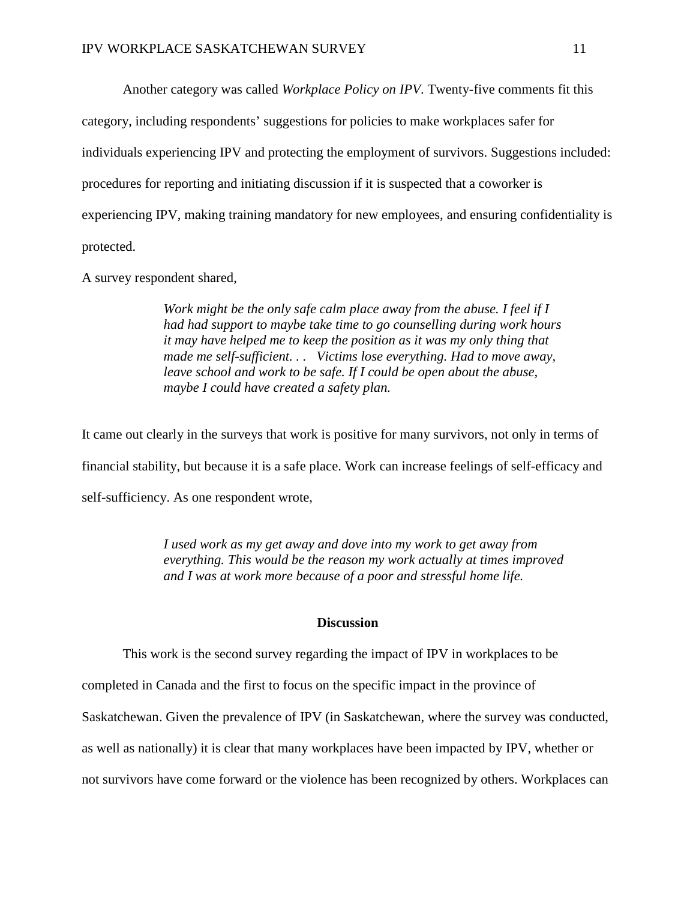Another category was called *Workplace Policy on IPV*. Twenty-five comments fit this category, including respondents' suggestions for policies to make workplaces safer for individuals experiencing IPV and protecting the employment of survivors. Suggestions included: procedures for reporting and initiating discussion if it is suspected that a coworker is experiencing IPV, making training mandatory for new employees, and ensuring confidentiality is protected.

A survey respondent shared,

> *Work might be the only safe calm place away from the abuse. I feel if I had had support to maybe take time to go counselling during work hours it may have helped me to keep the position as it was my only thing that made me self-sufficient. . . Victims lose everything. Had to move away, leave school and work to be safe. If I could be open about the abuse, maybe I could have created a safety plan.*

It came out clearly in the surveys that work is positive for many survivors, not only in terms of financial stability, but because it is a safe place. Work can increase feelings of self-efficacy and self-sufficiency. As one respondent wrote,

> *I used work as my get away and dove into my work to get away from everything. This would be the reason my work actually at times improved and I was at work more because of a poor and stressful home life.*

## Discussion

This work is the second survey regarding the impact of IPV in workplaces to be completed in Canada and the first to focus on the specific impact in the province of Saskatchewan. Given the prevalence of IPV (in Saskatchewan, where the survey was conducted, as well as nationally) it is clear that many workplaces have been impacted by IPV, whether or not survivors have come forward or the violence has been recognized by others. Workplaces can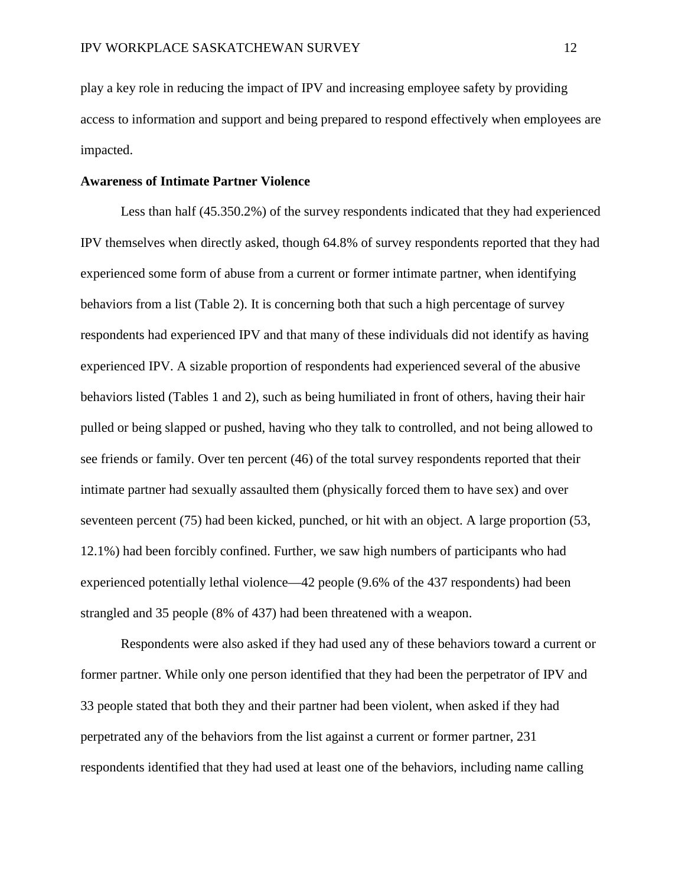play a key role in reducing the impact of IPV and increasing employee safety by providing access to information and support and being prepared to respond effectively when employees are impacted.

**Awareness of Intimate Partner Violence**

Less than half (45.350.2%) of the survey respondents indicated that they had experienced IPV themselves when directly asked, though 64.8% of survey respondents reported that they had experienced some form of abuse from a current or former intimate partner, when identifying behaviors from a list (Table 2). It is concerning both that such a high percentage of survey respondents had experienced IPV and that many of these individuals did not identify as having experienced IPV. A sizable proportion of respondents had experienced several of the abusive behaviors listed (Tables 1 and 2), such as being humiliated in front of others, having their hair pulled or being slapped or pushed, having who they talk to controlled, and not being allowed to see friends or family. Over ten percent (46) of the total survey respondents reported that their intimate partner had sexually assaulted them (physically forced them to have sex) and over seventeen percent (75) had been kicked, punched, or hit with an object. A large proportion (53, 12.1%) had been forcibly confined. Further, we saw high numbers of participants who had experienced potentially lethal violence—42 people (9.6% of the 437 respondents) had been strangled and 35 people (8% of 437) had been threatened with a weapon.

Respondents were also asked if they had used any of these behaviors toward a current or former partner. While only one person identified that they had been the perpetrator of IPV and 33 people stated that both they and their partner had been violent, when asked if they had perpetrated any of the behaviors from the list against a current or former partner, 231 respondents identified that they had used at least one of the behaviors, including name calling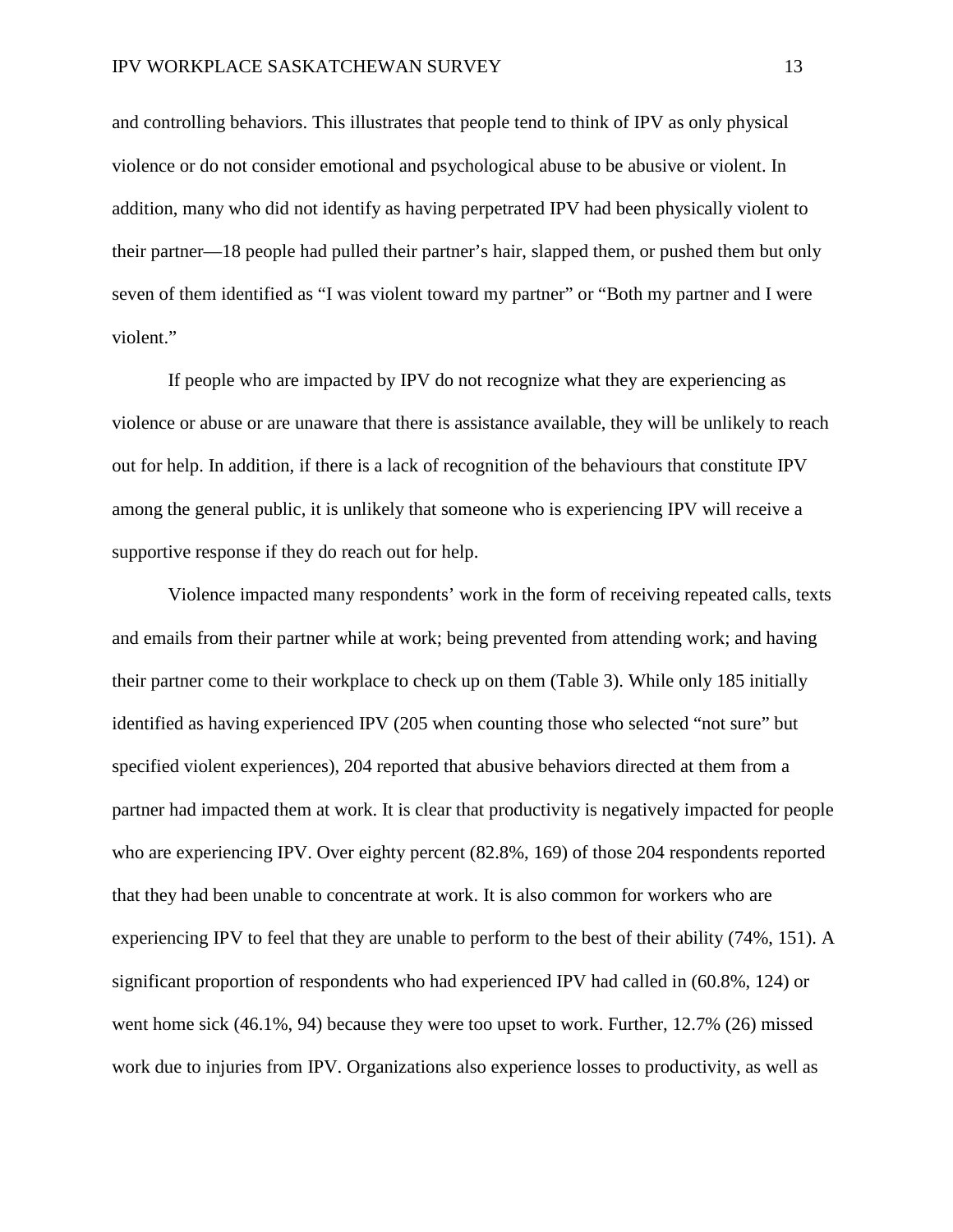and controlling behaviors. This illustrates that people tend to think of IPV as only physical violence or do not consider emotional and psychological abuse to be abusive or violent. In addition, many who did not identify as having perpetrated IPV had been physically violent to their partner—18 people had pulled their partner's hair, slapped them, or pushed them but only seven of them identified as "I was violent toward my partner" or "Both my partner and I were violent."

If people who are impacted by IPV do not recognize what they are experiencing as violence or abuse or are unaware that there is assistance available, they will be unlikely to reach out for help. In addition, if there is a lack of recognition of the behaviours that constitute IPV among the general public, it is unlikely that someone who is experiencing IPV will receive a supportive response if they do reach out for help.

Violence impacted many respondents' work in the form of receiving repeated calls, texts and emails from their partner while at work; being prevented from attending work; and having their partner come to their workplace to check up on them (Table 3). While only 185 initially identified as having experienced IPV (205 when counting those who selected "not sure" but specified violent experiences), 204 reported that abusive behaviors directed at them from a partner had impacted them at work. It is clear that productivity is negatively impacted for people who are experiencing IPV. Over eighty percent (82.8%, 169) of those 204 respondents reported that they had been unable to concentrate at work. It is also common for workers who are experiencing IPV to feel that they are unable to perform to the best of their ability (74%, 151). A significant proportion of respondents who had experienced IPV had called in (60.8%, 124) or went home sick (46.1%, 94) because they were too upset to work. Further, 12.7% (26) missed work due to injuries from IPV. Organizations also experience losses to productivity, as well as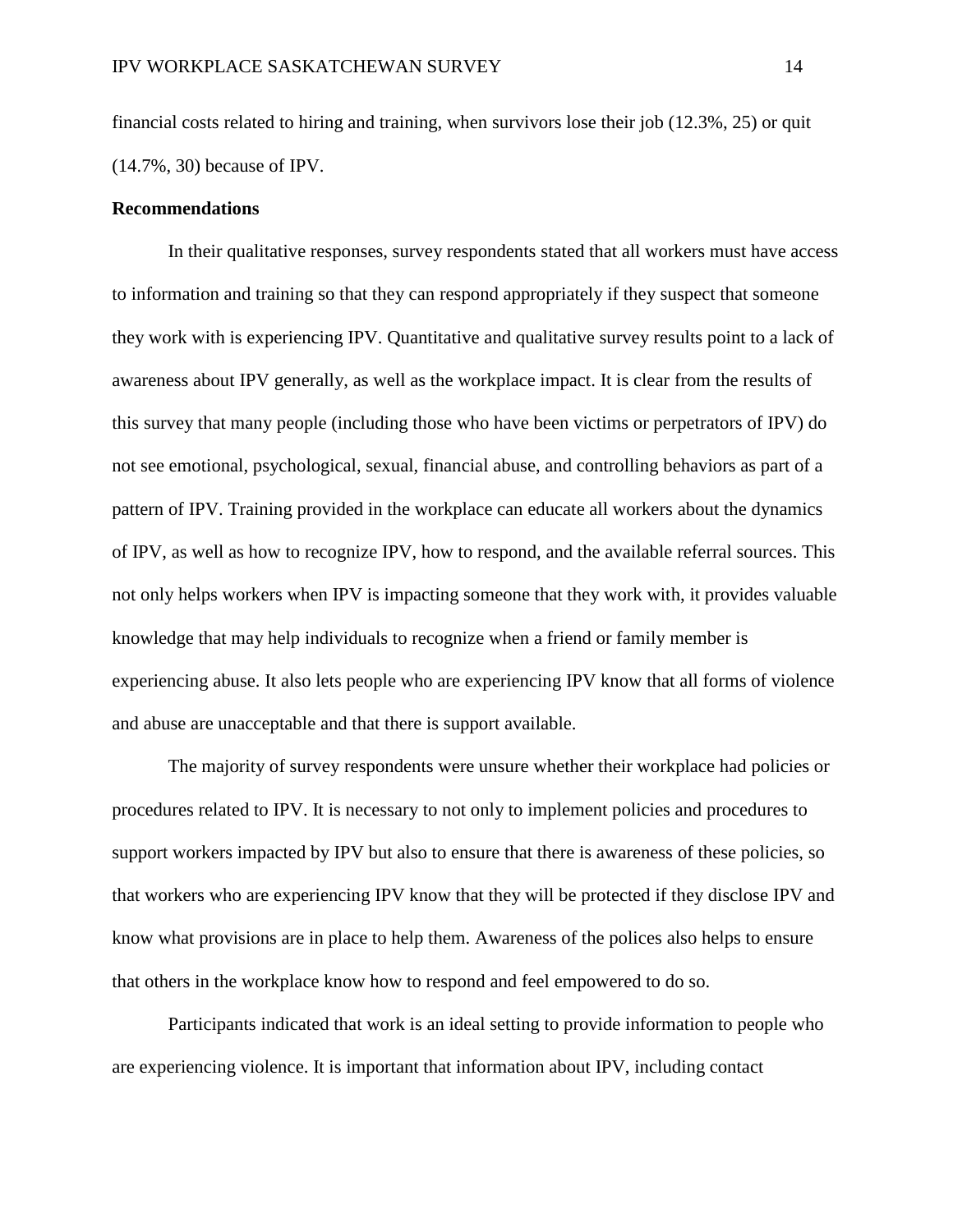financial costs related to hiring and training, when survivors lose their job (12.3%, 25) or quit (14.7%, 30) because of IPV.

**Recommendations**

In their qualitative responses, survey respondents stated that all workers must have access to information and training so that they can respond appropriately if they suspect that someone they work with is experiencing IPV. Quantitative and qualitative survey results point to a lack of awareness about IPV generally, as well as the workplace impact. It is clear from the results of this survey that many people (including those who have been victims or perpetrators of IPV) do not see emotional, psychological, sexual, financial abuse, and controlling behaviors as part of a pattern of IPV. Training provided in the workplace can educate all workers about the dynamics of IPV, as well as how to recognize IPV, how to respond, and the available referral sources. This not only helps workers when IPV is impacting someone that they work with, it provides valuable knowledge that may help individuals to recognize when a friend or family member is experiencing abuse. It also lets people who are experiencing IPV know that all forms of violence and abuse are unacceptable and that there is support available.

The majority of survey respondents were unsure whether their workplace had policies or procedures related to IPV. It is necessary to not only to implement policies and procedures to support workers impacted by IPV but also to ensure that there is awareness of these policies, so that workers who are experiencing IPV know that they will be protected if they disclose IPV and know what provisions are in place to help them. Awareness of the polices also helps to ensure that others in the workplace know how to respond and feel empowered to do so.

Participants indicated that work is an ideal setting to provide information to people who are experiencing violence. It is important that information about IPV, including contact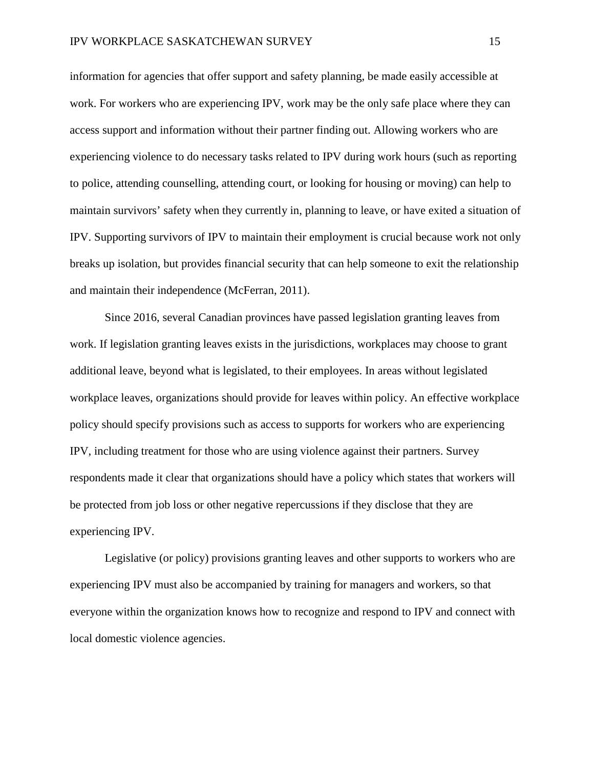information for agencies that offer support and safety planning, be made easily accessible at work. For workers who are experiencing IPV, work may be the only safe place where they can access support and information without their partner finding out. Allowing workers who are experiencing violence to do necessary tasks related to IPV during work hours (such as reporting to police, attending counselling, attending court, or looking for housing or moving) can help to maintain survivors' safety when they currently in, planning to leave, or have exited a situation of IPV. Supporting survivors of IPV to maintain their employment is crucial because work not only breaks up isolation, but provides financial security that can help someone to exit the relationship and maintain their independence (McFerran, 2011).

Since 2016, several Canadian provinces have passed legislation granting leaves from work. If legislation granting leaves exists in the jurisdictions, workplaces may choose to grant additional leave, beyond what is legislated, to their employees. In areas without legislated workplace leaves, organizations should provide for leaves within policy. An effective workplace policy should specify provisions such as access to supports for workers who are experiencing IPV, including treatment for those who are using violence against their partners. Survey respondents made it clear that organizations should have a policy which states that workers will be protected from job loss or other negative repercussions if they disclose that they are experiencing IPV.

Legislative (or policy) provisions granting leaves and other supports to workers who are experiencing IPV must also be accompanied by training for managers and workers, so that everyone within the organization knows how to recognize and respond to IPV and connect with local domestic violence agencies.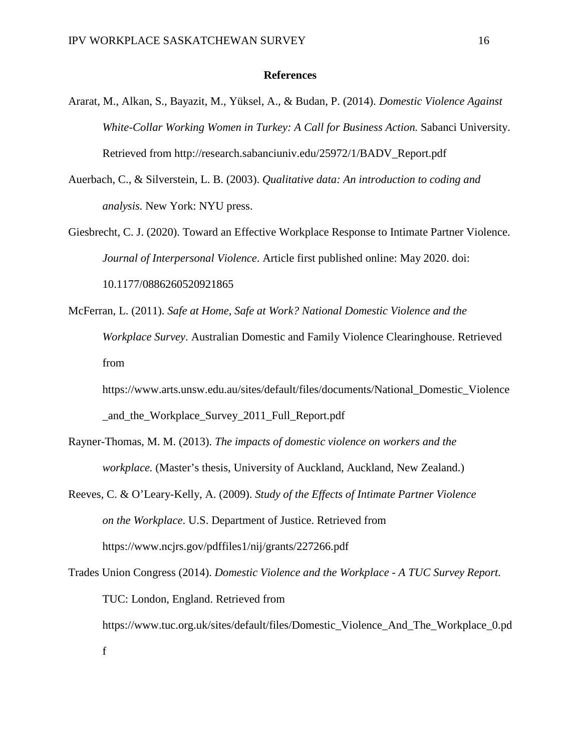# References

Ararat, M., Alkan, S., Bayazit, M., Yüksel, A., & Budan, P. (2014). *Domestic Violence Against White-Collar Working Women in Turkey: A Call for Business Action.* Sabanci University. Retrieved from http://research.sabanciuniv.edu/25972/1/BADV_Report.pdf

Auerbach, C., & Silverstein, L. B. (2003). *Qualitative data: An introduction to coding and analysis.* New York: NYU press.

Giesbrecht, C. J. (2020). Toward an Effective Workplace Response to Intimate Partner Violence. *Journal of Interpersonal Violence*. Article first published online: May 2020. doi: 10.1177/0886260520921865

McFerran, L. (2011). *Safe at Home, Safe at Work? National Domestic Violence and the Workplace Survey*. Australian Domestic and Family Violence Clearinghouse. Retrieved from https://www.arts.unsw.edu.au/sites/default/files/documents/National_Domestic_Violence_and_the_Workplace_Survey_2011_Full_Report.pdf

Rayner-Thomas, M. M. (2013). *The impacts of domestic violence on workers and the workplace.* (Master's thesis, University of Auckland, Auckland, New Zealand.)

Reeves, C. & O'Leary-Kelly, A. (2009). *Study of the Effects of Intimate Partner Violence on the Workplace*. U.S. Department of Justice. Retrieved from https://www.ncjrs.gov/pdffiles1/nij/grants/227266.pdf

Trades Union Congress (2014). *Domestic Violence and the Workplace - A TUC Survey Report.* TUC: London, England. Retrieved from https://www.tuc.org.uk/sites/default/files/Domestic_Violence_And_The_Workplace_0.pdf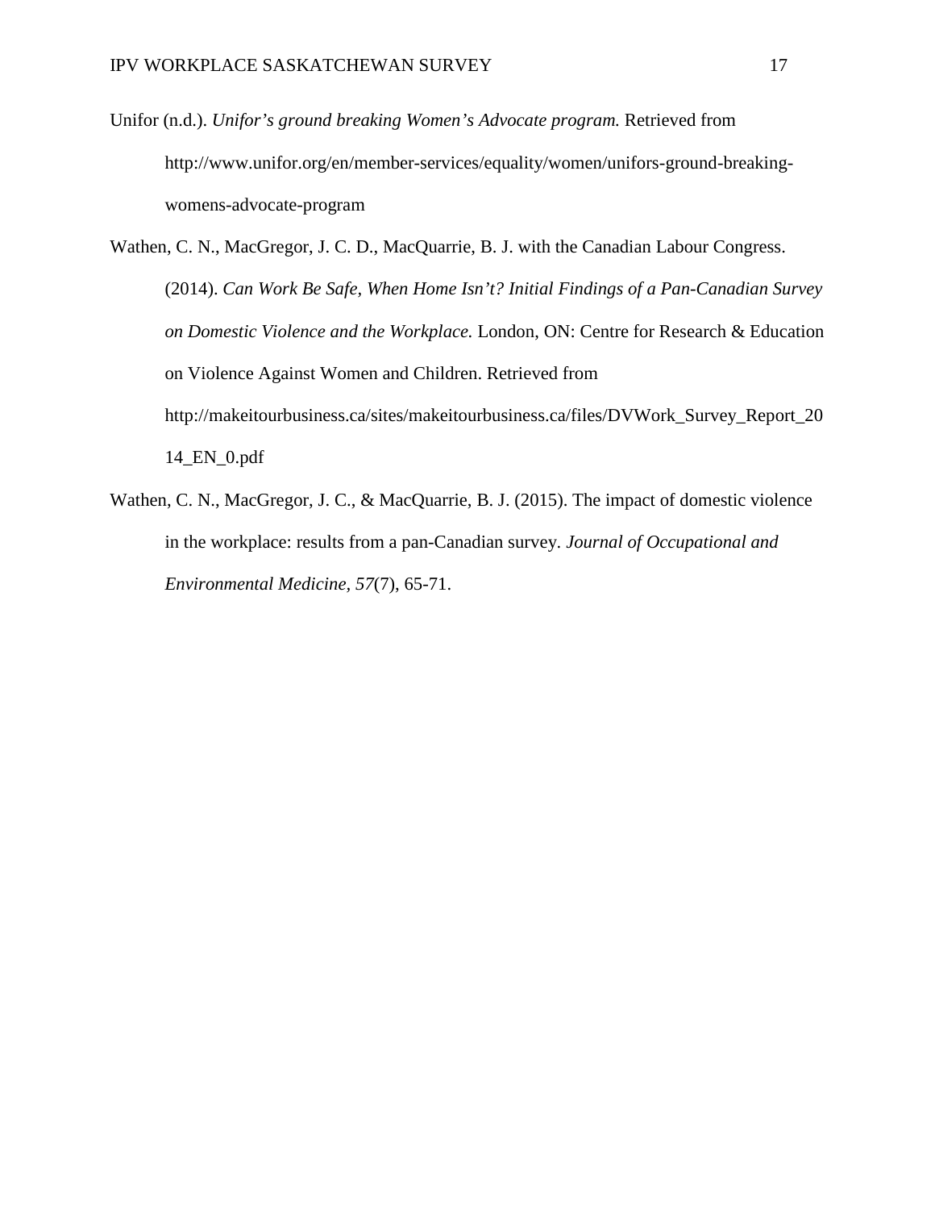Unifor (n.d.). *Unifor's ground breaking Women's Advocate program.* Retrieved from http://www.unifor.org/en/member-services/equality/women/unifors-ground-breaking-womens-advocate-program

Wathen, C. N., MacGregor, J. C. D., MacQuarrie, B. J. with the Canadian Labour Congress. (2014). *Can Work Be Safe, When Home Isn't? Initial Findings of a Pan-Canadian Survey on Domestic Violence and the Workplace.* London, ON: Centre for Research & Education on Violence Against Women and Children. Retrieved from http://makeitourbusiness.ca/sites/makeitourbusiness.ca/files/DVWork_Survey_Report_2014_EN_0.pdf

Wathen, C. N., MacGregor, J. C., & MacQuarrie, B. J. (2015). The impact of domestic violence in the workplace: results from a pan-Canadian survey. *Journal of Occupational and Environmental Medicine, 57*(7), 65-71.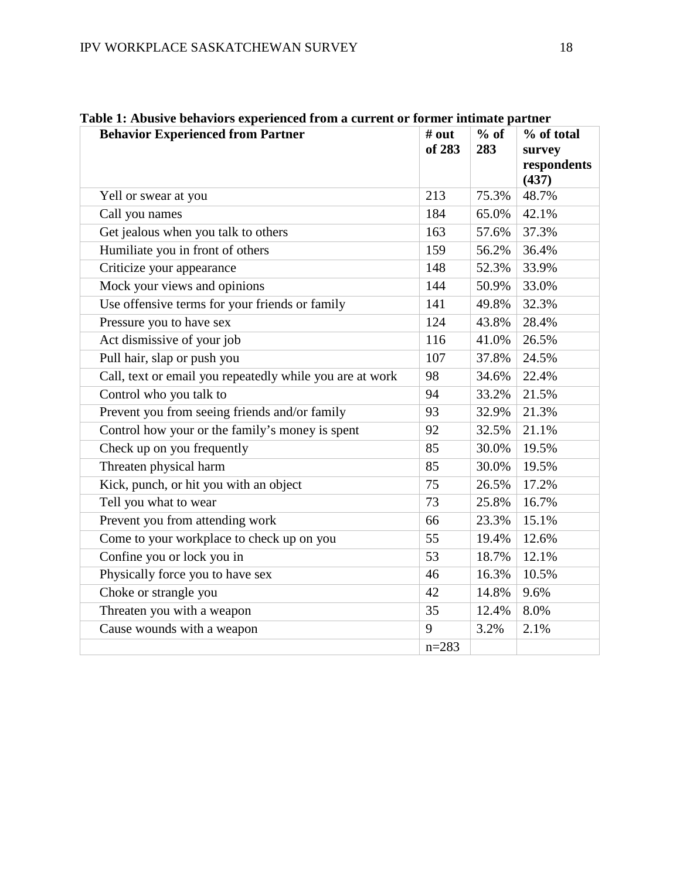**Table 1: Abusive behaviors experienced from a current or former intimate partner**

| Behavior Experienced from Partner | # out of 283 | % of 283 | % of total survey respondents (437) |
|---|---|---|---|
| Yell or swear at you | 213 | 75.3% | 48.7% |
| Call you names | 184 | 65.0% | 42.1% |
| Get jealous when you talk to others | 163 | 57.6% | 37.3% |
| Humiliate you in front of others | 159 | 56.2% | 36.4% |
| Criticize your appearance | 148 | 52.3% | 33.9% |
| Mock your views and opinions | 144 | 50.9% | 33.0% |
| Use offensive terms for your friends or family | 141 | 49.8% | 32.3% |
| Pressure you to have sex | 124 | 43.8% | 28.4% |
| Act dismissive of your job | 116 | 41.0% | 26.5% |
| Pull hair, slap or push you | 107 | 37.8% | 24.5% |
| Call, text or email you repeatedly while you are at work | 98 | 34.6% | 22.4% |
| Control who you talk to | 94 | 33.2% | 21.5% |
| Prevent you from seeing friends and/or family | 93 | 32.9% | 21.3% |
| Control how your or the family's money is spent | 92 | 32.5% | 21.1% |
| Check up on you frequently | 85 | 30.0% | 19.5% |
| Threaten physical harm | 85 | 30.0% | 19.5% |
| Kick, punch, or hit you with an object | 75 | 26.5% | 17.2% |
| Tell you what to wear | 73 | 25.8% | 16.7% |
| Prevent you from attending work | 66 | 23.3% | 15.1% |
| Come to your workplace to check up on you | 55 | 19.4% | 12.6% |
| Confine you or lock you in | 53 | 18.7% | 12.1% |
| Physically force you to have sex | 46 | 16.3% | 10.5% |
| Choke or strangle you | 42 | 14.8% | 9.6% |
| Threaten you with a weapon | 35 | 12.4% | 8.0% |
| Cause wounds with a weapon | 9 | 3.2% | 2.1% |
| | n=283 | | |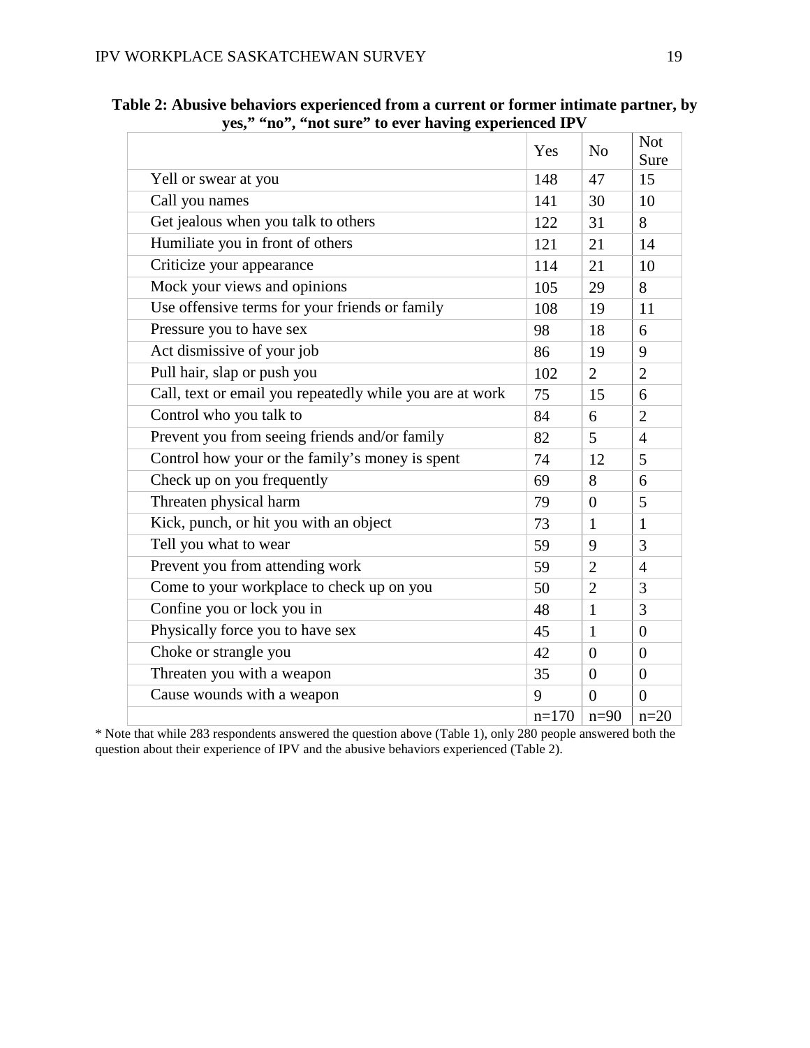**Table 2: Abusive behaviors experienced from a current or former intimate partner, by yes," "no", "not sure" to ever having experienced IPV**

| | Yes | No | Not Sure |
|---|---|---|---|
| Yell or swear at you | 148 | 47 | 15 |
| Call you names | 141 | 30 | 10 |
| Get jealous when you talk to others | 122 | 31 | 8 |
| Humiliate you in front of others | 121 | 21 | 14 |
| Criticize your appearance | 114 | 21 | 10 |
| Mock your views and opinions | 105 | 29 | 8 |
| Use offensive terms for your friends or family | 108 | 19 | 11 |
| Pressure you to have sex | 98 | 18 | 6 |
| Act dismissive of your job | 86 | 19 | 9 |
| Pull hair, slap or push you | 102 | 2 | 2 |
| Call, text or email you repeatedly while you are at work | 75 | 15 | 6 |
| Control who you talk to | 84 | 6 | 2 |
| Prevent you from seeing friends and/or family | 82 | 5 | 4 |
| Control how your or the family's money is spent | 74 | 12 | 5 |
| Check up on you frequently | 69 | 8 | 6 |
| Threaten physical harm | 79 | 0 | 5 |
| Kick, punch, or hit you with an object | 73 | 1 | 1 |
| Tell you what to wear | 59 | 9 | 3 |
| Prevent you from attending work | 59 | 2 | 4 |
| Come to your workplace to check up on you | 50 | 2 | 3 |
| Confine you or lock you in | 48 | 1 | 3 |
| Physically force you to have sex | 45 | 1 | 0 |
| Choke or strangle you | 42 | 0 | 0 |
| Threaten you with a weapon | 35 | 0 | 0 |
| Cause wounds with a weapon | 9 | 0 | 0 |
| | n=170 | n=90 | n=20 |

* Note that while 283 respondents answered the question above (Table 1), only 280 people answered both the question about their experience of IPV and the abusive behaviors experienced (Table 2).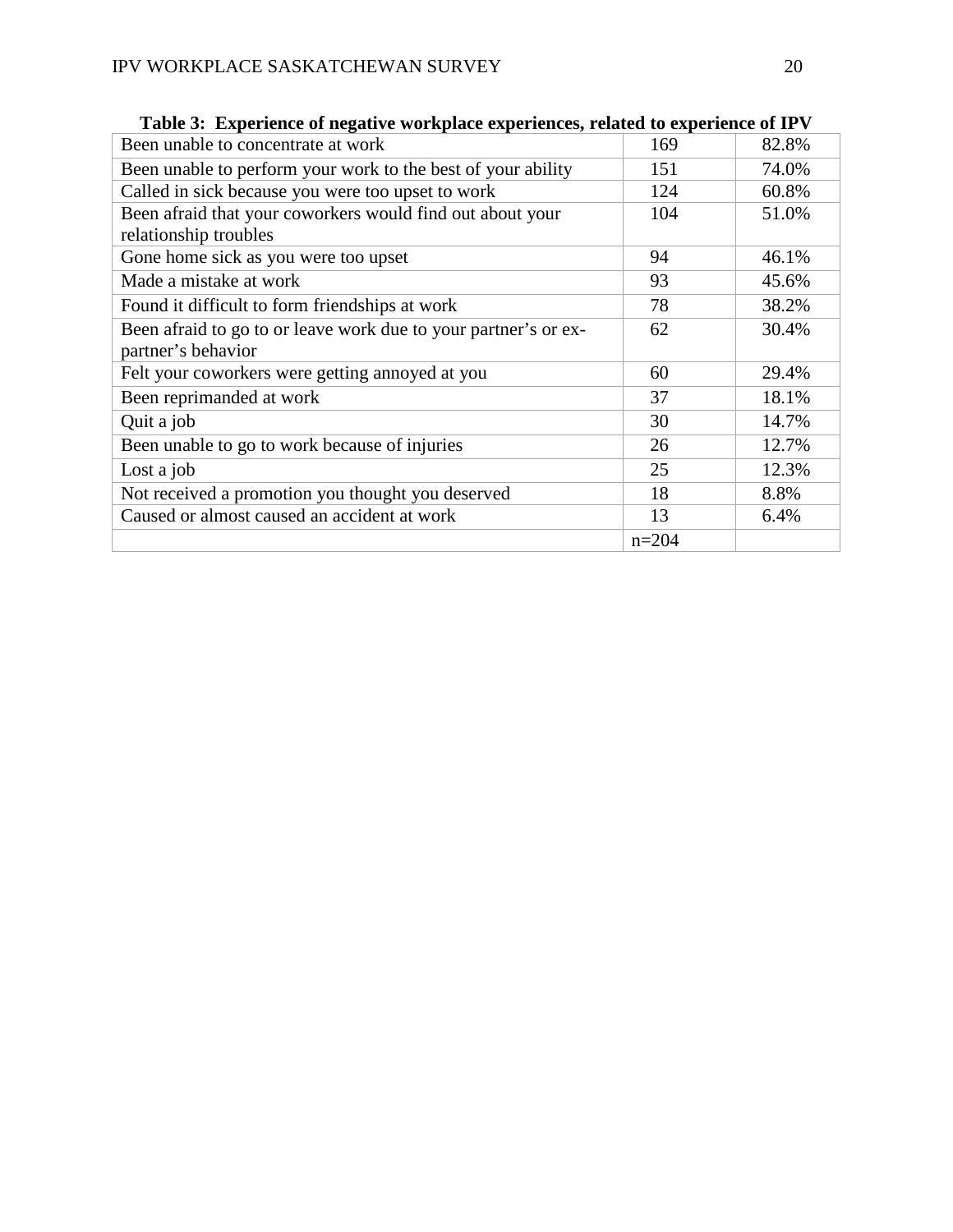**Table 3: Experience of negative workplace experiences, related to experience of IPV**

| | | |
|---|---|---|
| Been unable to concentrate at work | 169 | 82.8% |
| Been unable to perform your work to the best of your ability | 151 | 74.0% |
| Called in sick because you were too upset to work | 124 | 60.8% |
| Been afraid that your coworkers would find out about your relationship troubles | 104 | 51.0% |
| Gone home sick as you were too upset | 94 | 46.1% |
| Made a mistake at work | 93 | 45.6% |
| Found it difficult to form friendships at work | 78 | 38.2% |
| Been afraid to go to or leave work due to your partner's or ex-partner's behavior | 62 | 30.4% |
| Felt your coworkers were getting annoyed at you | 60 | 29.4% |
| Been reprimanded at work | 37 | 18.1% |
| Quit a job | 30 | 14.7% |
| Been unable to go to work because of injuries | 26 | 12.7% |
| Lost a job | 25 | 12.3% |
| Not received a promotion you thought you deserved | 18 | 8.8% |
| Caused or almost caused an accident at work | 13 | 6.4% |
| | n=204 | |